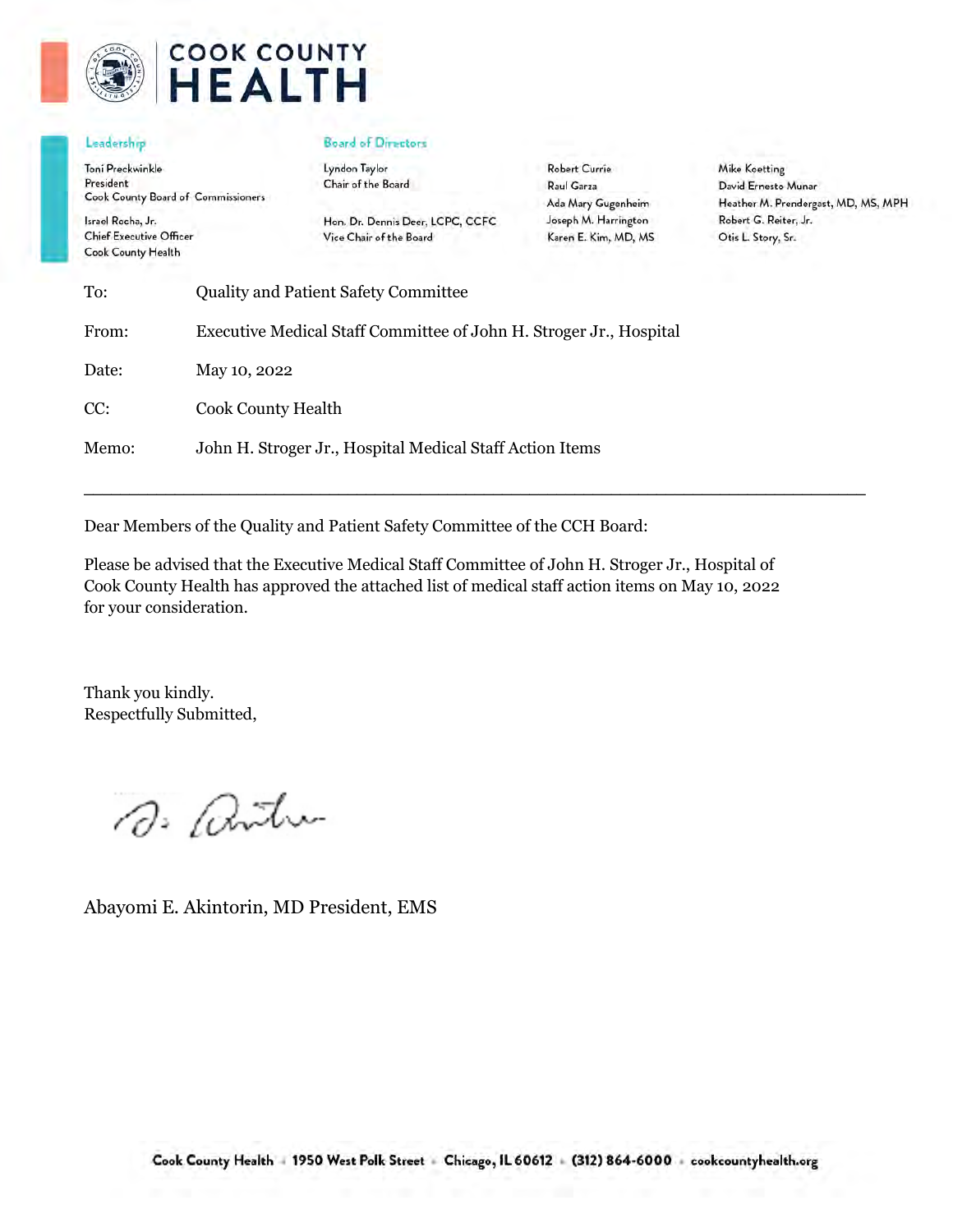# COOK COUNTY HEALTH

**Leadership**

Toni Preckwinkle
President
Cook County Board of Commissioners

Israel Rocha, Jr.
Chief Executive Officer
Cook County Health

**Board of Directors**

Lyndon Taylor
Chair of the Board

Hon. Dr. Dennis Deer, LCPC, CCFC
Vice Chair of the Board

Robert Currie
Raul Garza
Ada Mary Gugenheim
Joseph M. Harrington
Karen E. Kim, MD, MS

Mike Koetting
David Ernesto Munar
Heather M. Prendergast, MD, MS, MPH
Robert G. Reiter, Jr.
Otis L. Story, Sr.

|  |  |
|---|---|
| To: | Quality and Patient Safety Committee |
| From: | Executive Medical Staff Committee of John H. Stroger Jr., Hospital |
| Date: | May 10, 2022 |
| CC: | Cook County Health |
| Memo: | John H. Stroger Jr., Hospital Medical Staff Action Items |

---

Dear Members of the Quality and Patient Safety Committee of the CCH Board:

Please be advised that the Executive Medical Staff Committee of John H. Stroger Jr., Hospital of Cook County Health has approved the attached list of medical staff action items on May 10, 2022 for your consideration.

Thank you kindly.
Respectfully Submitted,

Abayomi E. Akintorin, MD President, EMS

Cook County Health · 1950 West Polk Street · Chicago, IL 60612 · (312) 864-6000 · cookcountyhealth.org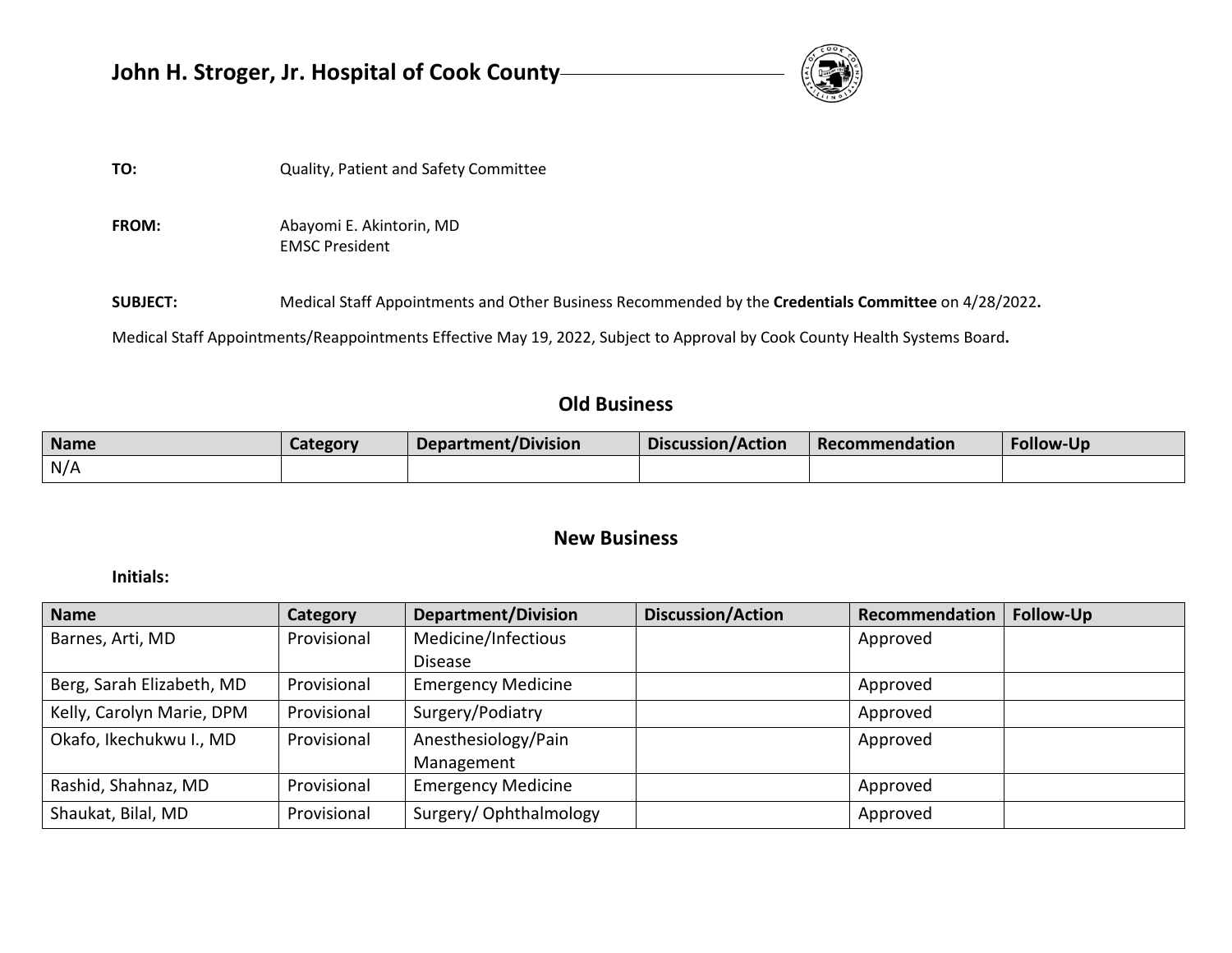# John H. Stroger, Jr. Hospital of Cook County

**TO:** Quality, Patient and Safety Committee

**FROM:** Abayomi E. Akintorin, MD
EMSC President

**SUBJECT:** Medical Staff Appointments and Other Business Recommended by the **Credentials Committee** on 4/28/2022**.**

Medical Staff Appointments/Reappointments Effective May 19, 2022, Subject to Approval by Cook County Health Systems Board**.**

## Old Business

| Name | Category | Department/Division | Discussion/Action | Recommendation | Follow-Up |
|---|---|---|---|---|---|
| N/A | | | | | |

## New Business

**Initials:**

| Name | Category | Department/Division | Discussion/Action | Recommendation | Follow-Up |
|---|---|---|---|---|---|
| Barnes, Arti, MD | Provisional | Medicine/Infectious Disease | | Approved | |
| Berg, Sarah Elizabeth, MD | Provisional | Emergency Medicine | | Approved | |
| Kelly, Carolyn Marie, DPM | Provisional | Surgery/Podiatry | | Approved | |
| Okafo, Ikechukwu I., MD | Provisional | Anesthesiology/Pain Management | | Approved | |
| Rashid, Shahnaz, MD | Provisional | Emergency Medicine | | Approved | |
| Shaukat, Bilal, MD | Provisional | Surgery/ Ophthalmology | | Approved | |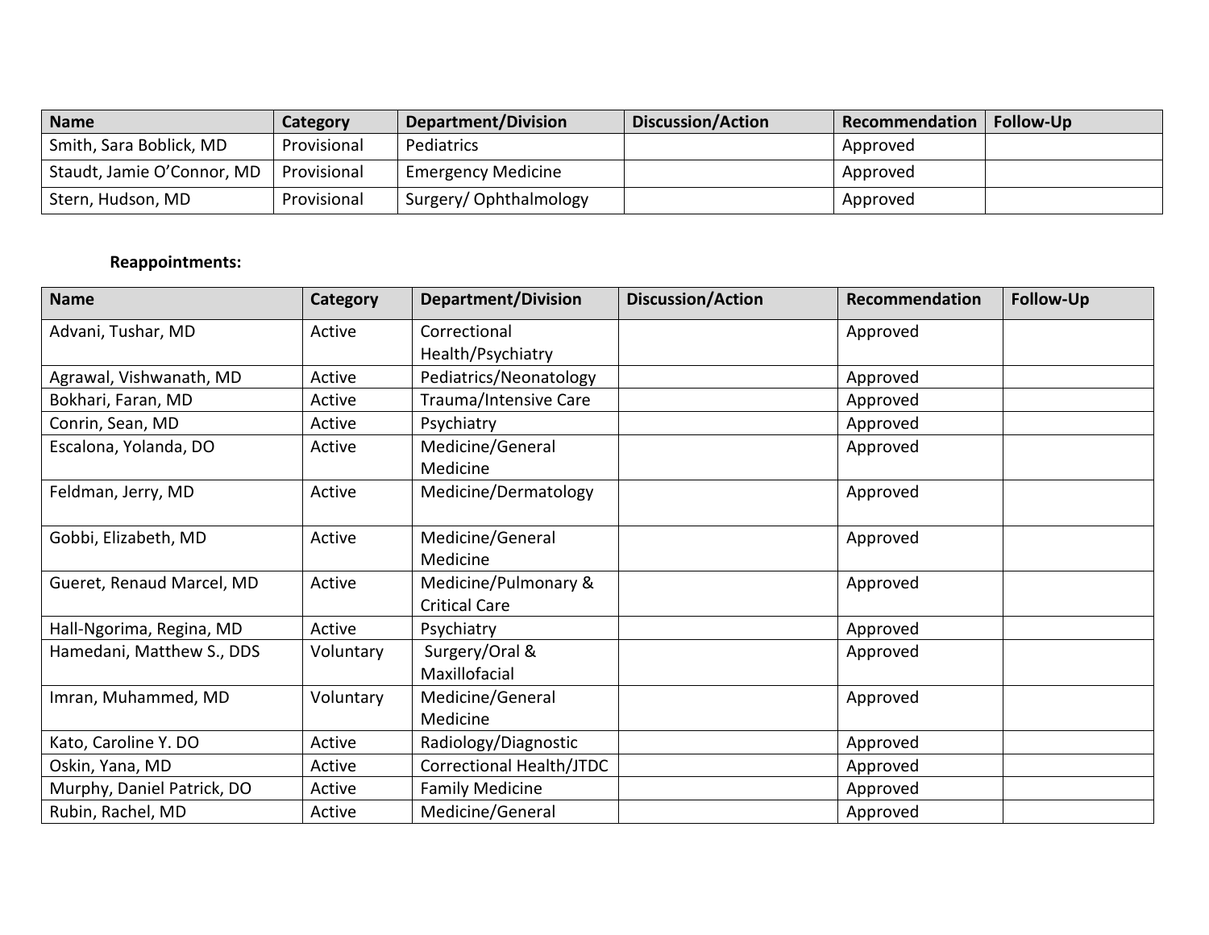| Name | Category | Department/Division | Discussion/Action | Recommendation | Follow-Up |
|---|---|---|---|---|---|
| Smith, Sara Boblick, MD | Provisional | Pediatrics | | Approved | |
| Staudt, Jamie O'Connor, MD | Provisional | Emergency Medicine | | Approved | |
| Stern, Hudson, MD | Provisional | Surgery/ Ophthalmology | | Approved | |

**Reappointments:**

| Name | Category | Department/Division | Discussion/Action | Recommendation | Follow-Up |
|---|---|---|---|---|---|
| Advani, Tushar, MD | Active | Correctional Health/Psychiatry | | Approved | |
| Agrawal, Vishwanath, MD | Active | Pediatrics/Neonatology | | Approved | |
| Bokhari, Faran, MD | Active | Trauma/Intensive Care | | Approved | |
| Conrin, Sean, MD | Active | Psychiatry | | Approved | |
| Escalona, Yolanda, DO | Active | Medicine/General Medicine | | Approved | |
| Feldman, Jerry, MD | Active | Medicine/Dermatology | | Approved | |
| Gobbi, Elizabeth, MD | Active | Medicine/General Medicine | | Approved | |
| Gueret, Renaud Marcel, MD | Active | Medicine/Pulmonary & Critical Care | | Approved | |
| Hall-Ngorima, Regina, MD | Active | Psychiatry | | Approved | |
| Hamedani, Matthew S., DDS | Voluntary | Surgery/Oral & Maxillofacial | | Approved | |
| Imran, Muhammed, MD | Voluntary | Medicine/General Medicine | | Approved | |
| Kato, Caroline Y. DO | Active | Radiology/Diagnostic | | Approved | |
| Oskin, Yana, MD | Active | Correctional Health/JTDC | | Approved | |
| Murphy, Daniel Patrick, DO | Active | Family Medicine | | Approved | |
| Rubin, Rachel, MD | Active | Medicine/General | | Approved | |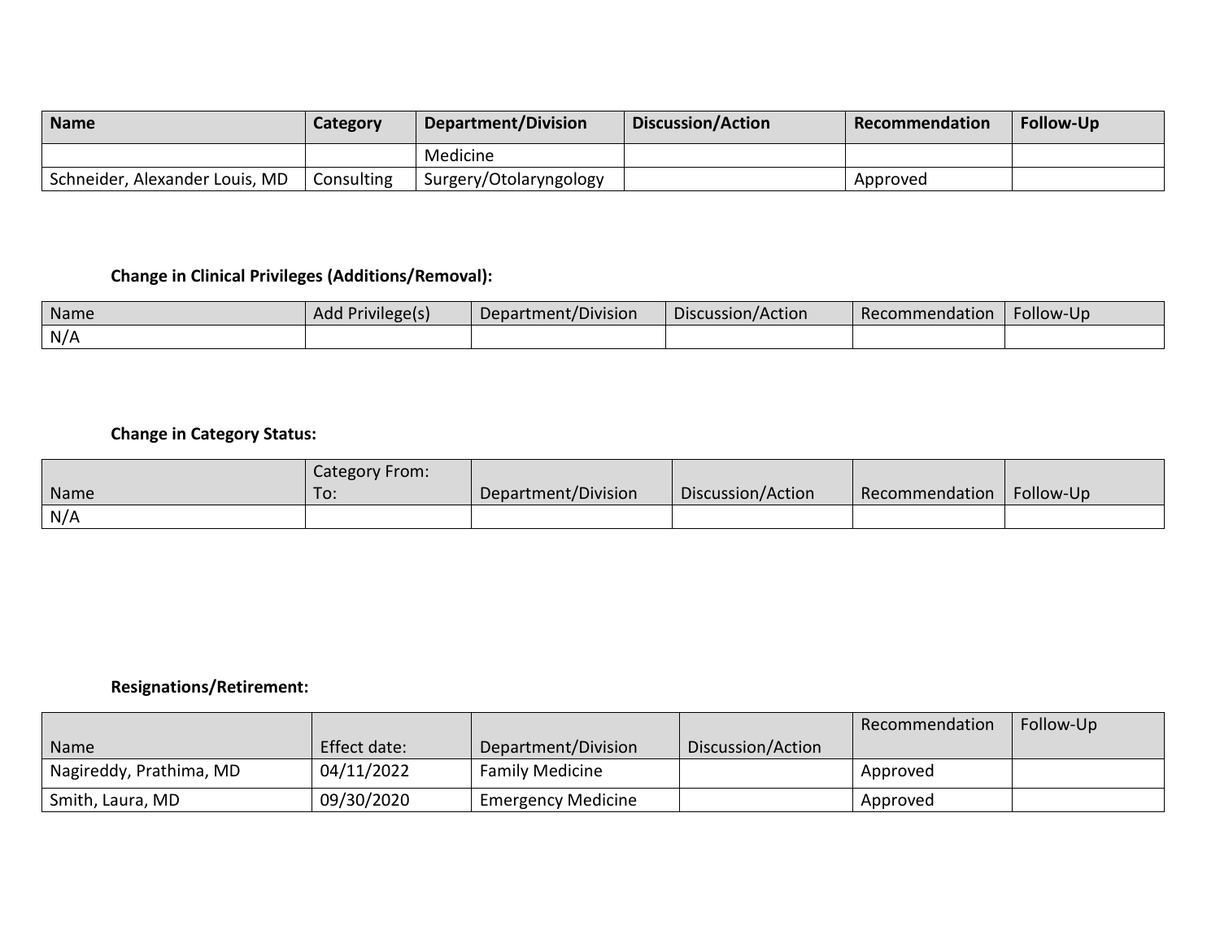| Name | Category | Department/Division | Discussion/Action | Recommendation | Follow-Up |
|---|---|---|---|---|---|
| | | Medicine | | | |
| Schneider, Alexander Louis, MD | Consulting | Surgery/Otolaryngology | | Approved | |

**Change in Clinical Privileges (Additions/Removal):**

| Name | Add Privilege(s) | Department/Division | Discussion/Action | Recommendation | Follow-Up |
|---|---|---|---|---|---|
| N/A | | | | | |

**Change in Category Status:**

| Name | Category From: To: | Department/Division | Discussion/Action | Recommendation | Follow-Up |
|---|---|---|---|---|---|
| N/A | | | | | |

**Resignations/Retirement:**

| Name | Effect date: | Department/Division | Discussion/Action | Recommendation | Follow-Up |
|---|---|---|---|---|---|
| Nagireddy, Prathima, MD | 04/11/2022 | Family Medicine | | Approved | |
| Smith, Laura, MD | 09/30/2020 | Emergency Medicine | | Approved | |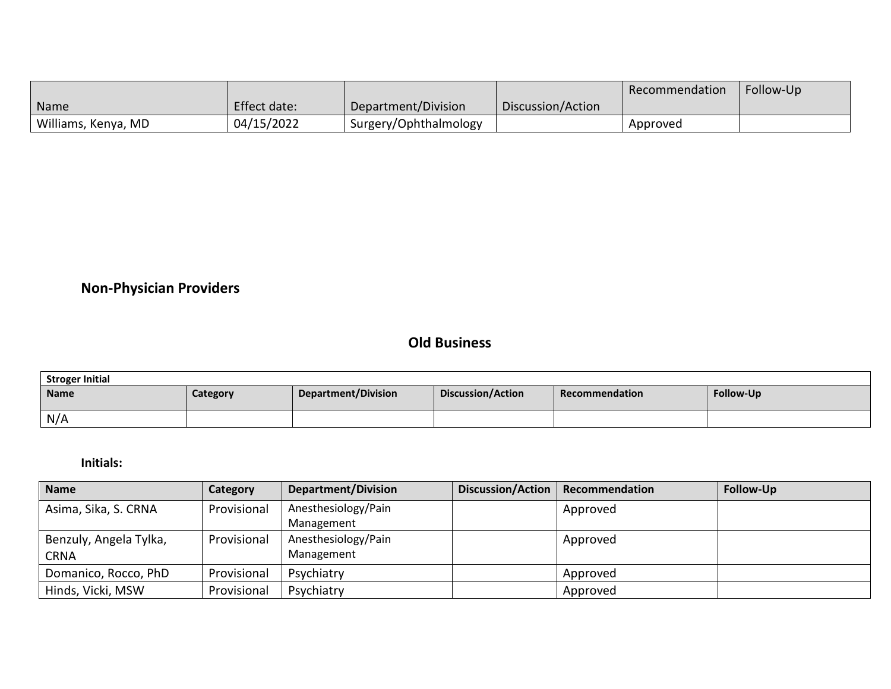| Name | Effect date: | Department/Division | Discussion/Action | Recommendation | Follow-Up |
|---|---|---|---|---|---|
| Williams, Kenya, MD | 04/15/2022 | Surgery/Ophthalmology | | Approved | |

**Non-Physician Providers**

## Old Business

| Stroger Initial | | | | | |
|---|---|---|---|---|---|
| **Name** | **Category** | **Department/Division** | **Discussion/Action** | **Recommendation** | **Follow-Up** |
| N/A | | | | | |

**Initials:**

| Name | Category | Department/Division | Discussion/Action | Recommendation | Follow-Up |
|---|---|---|---|---|---|
| Asima, Sika, S. CRNA | Provisional | Anesthesiology/Pain Management | | Approved | |
| Benzuly, Angela Tylka, CRNA | Provisional | Anesthesiology/Pain Management | | Approved | |
| Domanico, Rocco, PhD | Provisional | Psychiatry | | Approved | |
| Hinds, Vicki, MSW | Provisional | Psychiatry | | Approved | |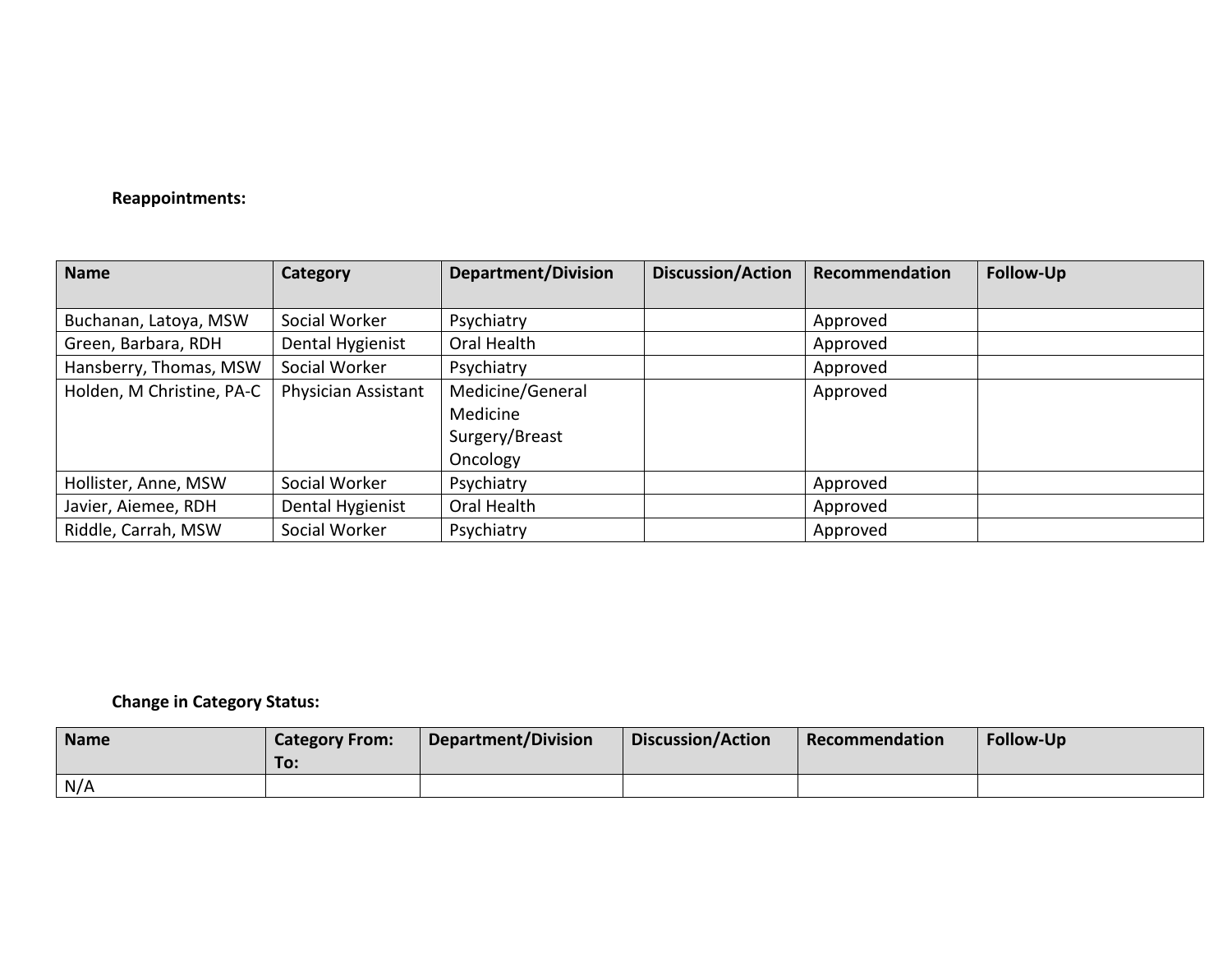**Reappointments:**

| Name | Category | Department/Division | Discussion/Action | Recommendation | Follow-Up |
|---|---|---|---|---|---|
| Buchanan, Latoya, MSW | Social Worker | Psychiatry | | Approved | |
| Green, Barbara, RDH | Dental Hygienist | Oral Health | | Approved | |
| Hansberry, Thomas, MSW | Social Worker | Psychiatry | | Approved | |
| Holden, M Christine, PA-C | Physician Assistant | Medicine/General Medicine Surgery/Breast Oncology | | Approved | |
| Hollister, Anne, MSW | Social Worker | Psychiatry | | Approved | |
| Javier, Aiemee, RDH | Dental Hygienist | Oral Health | | Approved | |
| Riddle, Carrah, MSW | Social Worker | Psychiatry | | Approved | |

**Change in Category Status:**

| Name | Category From: To: | Department/Division | Discussion/Action | Recommendation | Follow-Up |
|---|---|---|---|---|---|
| N/A | | | | | |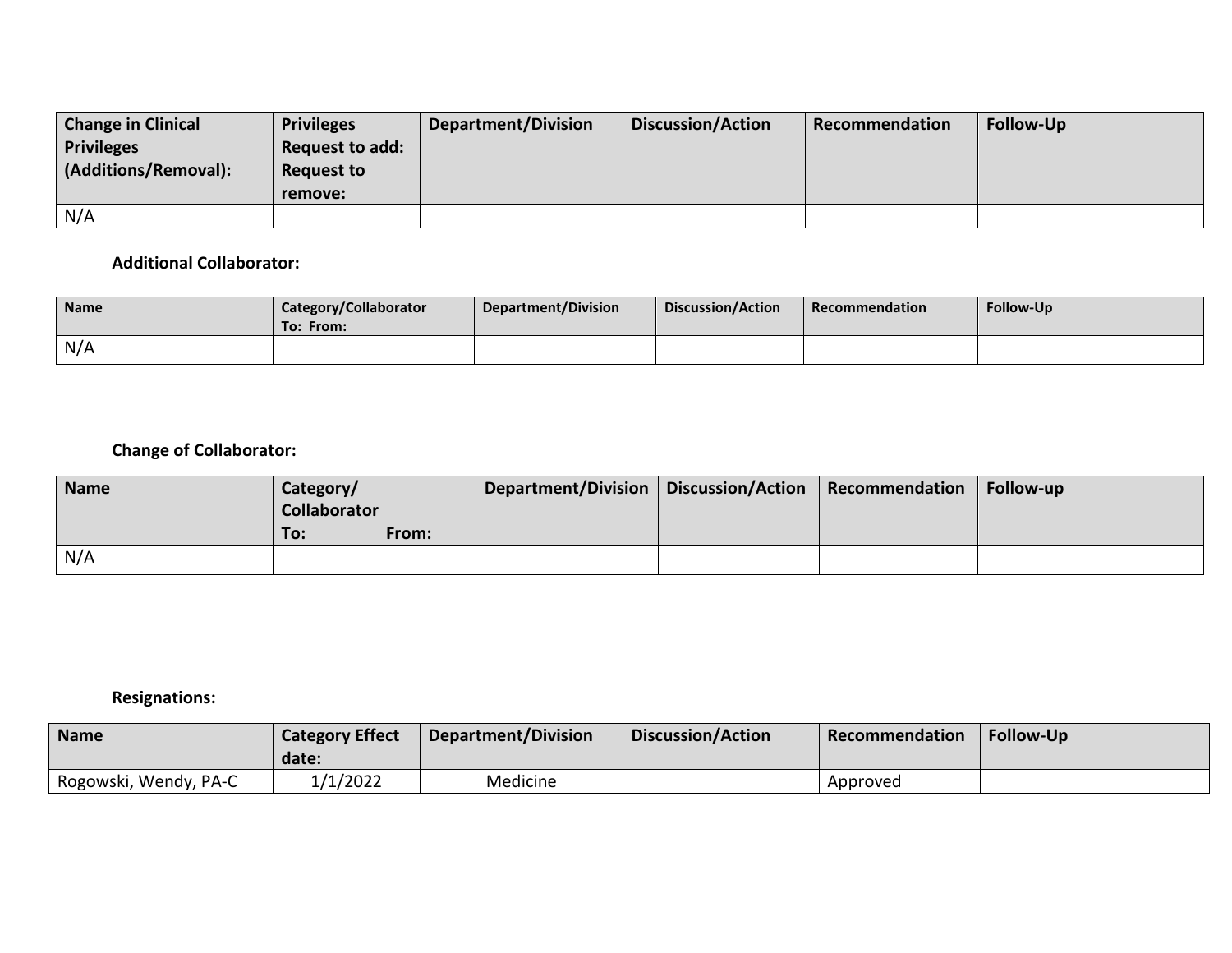| Change in Clinical Privileges (Additions/Removal): | Privileges Request to add: Request to remove: | Department/Division | Discussion/Action | Recommendation | Follow-Up |
| --- | --- | --- | --- | --- | --- |
| N/A | | | | | |

**Additional Collaborator:**

| Name | Category/Collaborator To: From: | Department/Division | Discussion/Action | Recommendation | Follow-Up |
| --- | --- | --- | --- | --- | --- |
| N/A | | | | | |

**Change of Collaborator:**

| Name | Category/ Collaborator To: From: | Department/Division | Discussion/Action | Recommendation | Follow-up |
| --- | --- | --- | --- | --- | --- |
| N/A | | | | | |

**Resignations:**

| Name | Category Effect date: | Department/Division | Discussion/Action | Recommendation | Follow-Up |
| --- | --- | --- | --- | --- | --- |
| Rogowski, Wendy, PA-C | 1/1/2022 | Medicine | | Approved | |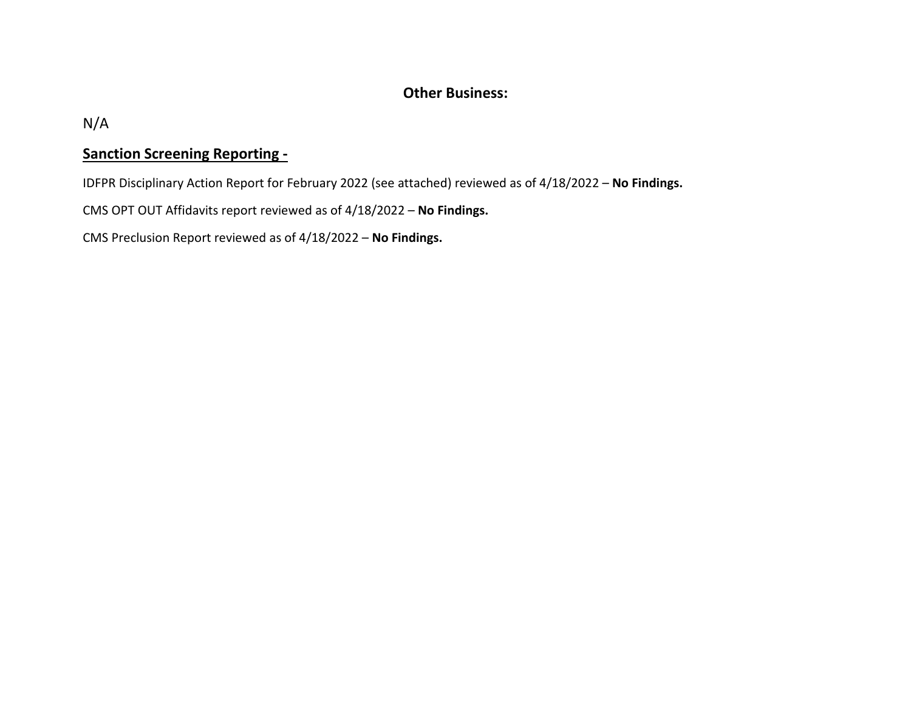## Other Business:

N/A

### Sanction Screening Reporting -

IDFPR Disciplinary Action Report for February 2022 (see attached) reviewed as of 4/18/2022 – **No Findings.**

CMS OPT OUT Affidavits report reviewed as of 4/18/2022 – **No Findings.**

CMS Preclusion Report reviewed as of 4/18/2022 – **No Findings.**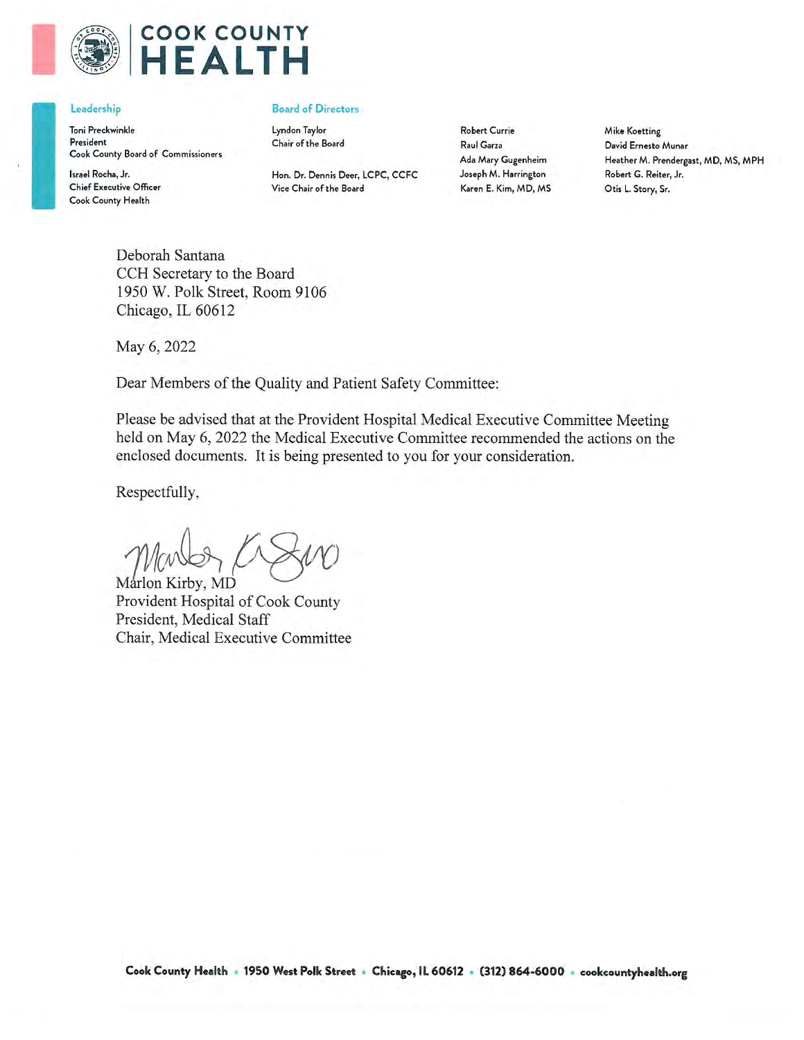# COOK COUNTY HEALTH

**Leadership**

Toni Preckwinkle
President
Cook County Board of Commissioners

Israel Rocha, Jr.
Chief Executive Officer
Cook County Health

**Board of Directors**

Lyndon Taylor
Chair of the Board

Hon. Dr. Dennis Deer, LCPC, CCFC
Vice Chair of the Board

Robert Currie
Raul Garza
Ada Mary Gugenheim
Joseph M. Harrington
Karen E. Kim, MD, MS

Mike Koetting
David Ernesto Munar
Heather M. Prendergast, MD, MS, MPH
Robert G. Reiter, Jr.
Otis L. Story, Sr.

Deborah Santana
CCH Secretary to the Board
1950 W. Polk Street, Room 9106
Chicago, IL 60612

May 6, 2022

Dear Members of the Quality and Patient Safety Committee:

Please be advised that at the Provident Hospital Medical Executive Committee Meeting held on May 6, 2022 the Medical Executive Committee recommended the actions on the enclosed documents. It is being presented to you for your consideration.

Respectfully,

Marlon Kirby, MD
Provident Hospital of Cook County
President, Medical Staff
Chair, Medical Executive Committee

Cook County Health • 1950 West Polk Street • Chicago, IL 60612 • (312) 864-6000 • cookcountyhealth.org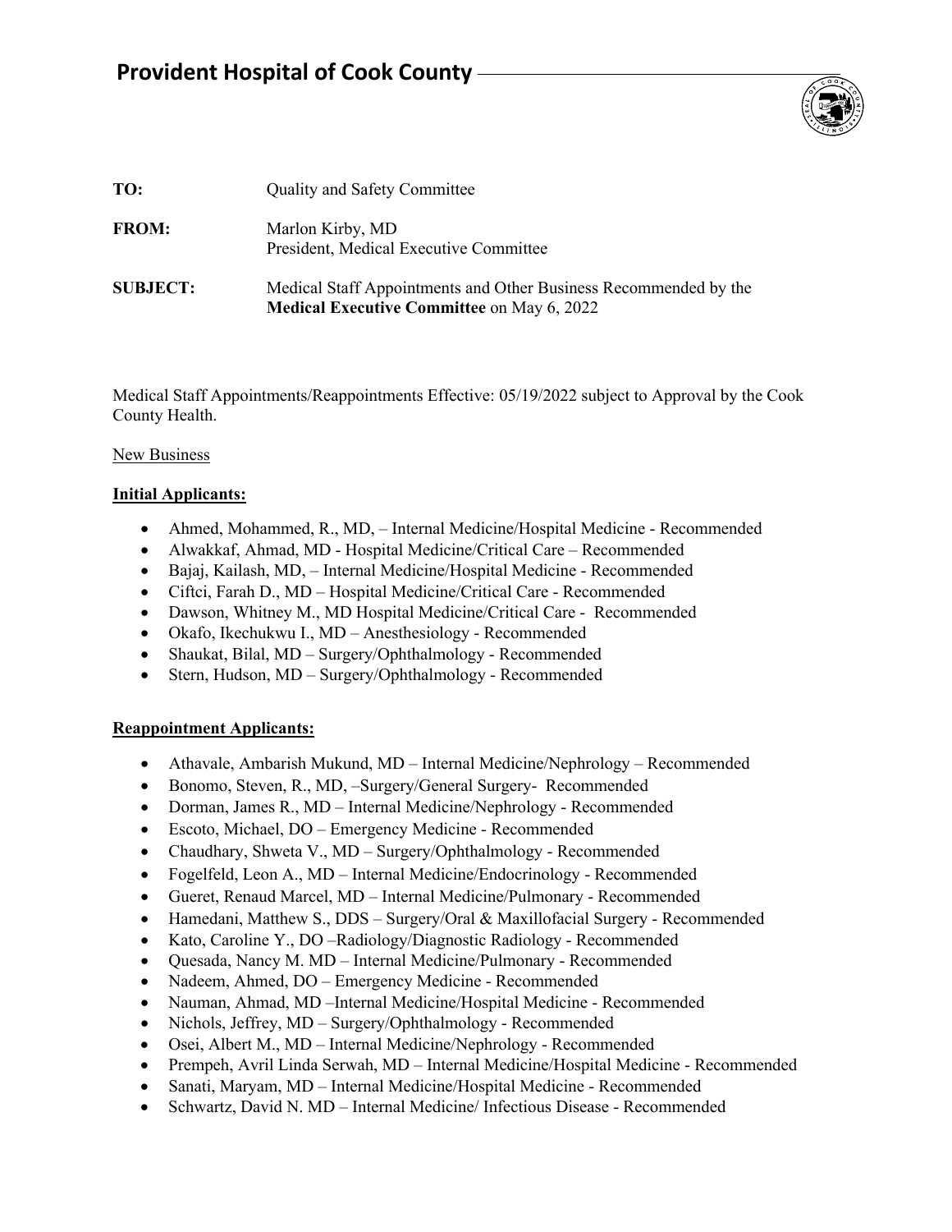# Provident Hospital of Cook County

**TO:** Quality and Safety Committee

**FROM:** Marlon Kirby, MD
President, Medical Executive Committee

**SUBJECT:** Medical Staff Appointments and Other Business Recommended by the **Medical Executive Committee** on May 6, 2022

Medical Staff Appointments/Reappointments Effective: 05/19/2022 subject to Approval by the Cook County Health.

New Business

**Initial Applicants:**

- Ahmed, Mohammed, R., MD, – Internal Medicine/Hospital Medicine - Recommended
- Alwakkaf, Ahmad, MD - Hospital Medicine/Critical Care – Recommended
- Bajaj, Kailash, MD, – Internal Medicine/Hospital Medicine - Recommended
- Ciftci, Farah D., MD – Hospital Medicine/Critical Care - Recommended
- Dawson, Whitney M., MD Hospital Medicine/Critical Care - Recommended
- Okafo, Ikechukwu I., MD – Anesthesiology - Recommended
- Shaukat, Bilal, MD – Surgery/Ophthalmology - Recommended
- Stern, Hudson, MD – Surgery/Ophthalmology - Recommended

**Reappointment Applicants:**

- Athavale, Ambarish Mukund, MD – Internal Medicine/Nephrology – Recommended
- Bonomo, Steven, R., MD, –Surgery/General Surgery- Recommended
- Dorman, James R., MD – Internal Medicine/Nephrology - Recommended
- Escoto, Michael, DO – Emergency Medicine - Recommended
- Chaudhary, Shweta V., MD – Surgery/Ophthalmology - Recommended
- Fogelfeld, Leon A., MD – Internal Medicine/Endocrinology - Recommended
- Gueret, Renaud Marcel, MD – Internal Medicine/Pulmonary - Recommended
- Hamedani, Matthew S., DDS – Surgery/Oral & Maxillofacial Surgery - Recommended
- Kato, Caroline Y., DO –Radiology/Diagnostic Radiology - Recommended
- Quesada, Nancy M. MD – Internal Medicine/Pulmonary - Recommended
- Nadeem, Ahmed, DO – Emergency Medicine - Recommended
- Nauman, Ahmad, MD –Internal Medicine/Hospital Medicine - Recommended
- Nichols, Jeffrey, MD – Surgery/Ophthalmology - Recommended
- Osei, Albert M., MD – Internal Medicine/Nephrology - Recommended
- Prempeh, Avril Linda Serwah, MD – Internal Medicine/Hospital Medicine - Recommended
- Sanati, Maryam, MD – Internal Medicine/Hospital Medicine - Recommended
- Schwartz, David N. MD – Internal Medicine/ Infectious Disease - Recommended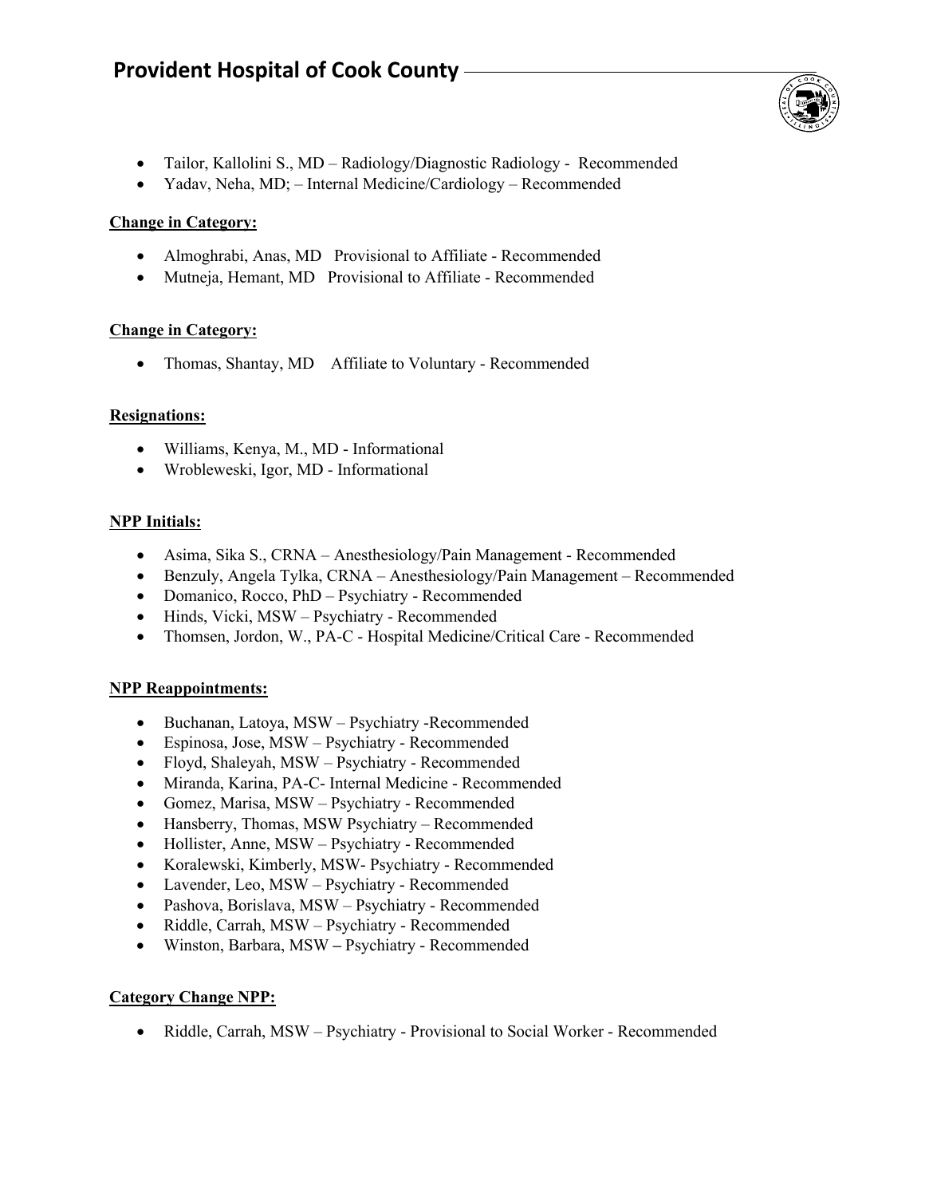- Tailor, Kallolini S., MD – Radiology/Diagnostic Radiology - Recommended
- Yadav, Neha, MD; – Internal Medicine/Cardiology – Recommended

**Change in Category:**

- Almoghrabi, Anas, MD Provisional to Affiliate - Recommended
- Mutneja, Hemant, MD Provisional to Affiliate - Recommended

**Change in Category:**

- Thomas, Shantay, MD Affiliate to Voluntary - Recommended

**Resignations:**

- Williams, Kenya, M., MD - Informational
- Wrobleweski, Igor, MD - Informational

**NPP Initials:**

- Asima, Sika S., CRNA – Anesthesiology/Pain Management - Recommended
- Benzuly, Angela Tylka, CRNA – Anesthesiology/Pain Management – Recommended
- Domanico, Rocco, PhD – Psychiatry - Recommended
- Hinds, Vicki, MSW – Psychiatry - Recommended
- Thomsen, Jordon, W., PA-C - Hospital Medicine/Critical Care - Recommended

**NPP Reappointments:**

- Buchanan, Latoya, MSW – Psychiatry -Recommended
- Espinosa, Jose, MSW – Psychiatry - Recommended
- Floyd, Shaleyah, MSW – Psychiatry - Recommended
- Miranda, Karina, PA-C- Internal Medicine - Recommended
- Gomez, Marisa, MSW – Psychiatry - Recommended
- Hansberry, Thomas, MSW Psychiatry – Recommended
- Hollister, Anne, MSW – Psychiatry - Recommended
- Koralewski, Kimberly, MSW- Psychiatry - Recommended
- Lavender, Leo, MSW – Psychiatry - Recommended
- Pashova, Borislava, MSW – Psychiatry - Recommended
- Riddle, Carrah, MSW – Psychiatry - Recommended
- Winston, Barbara, MSW – Psychiatry - Recommended

**Category Change NPP:**

- Riddle, Carrah, MSW – Psychiatry - Provisional to Social Worker - Recommended